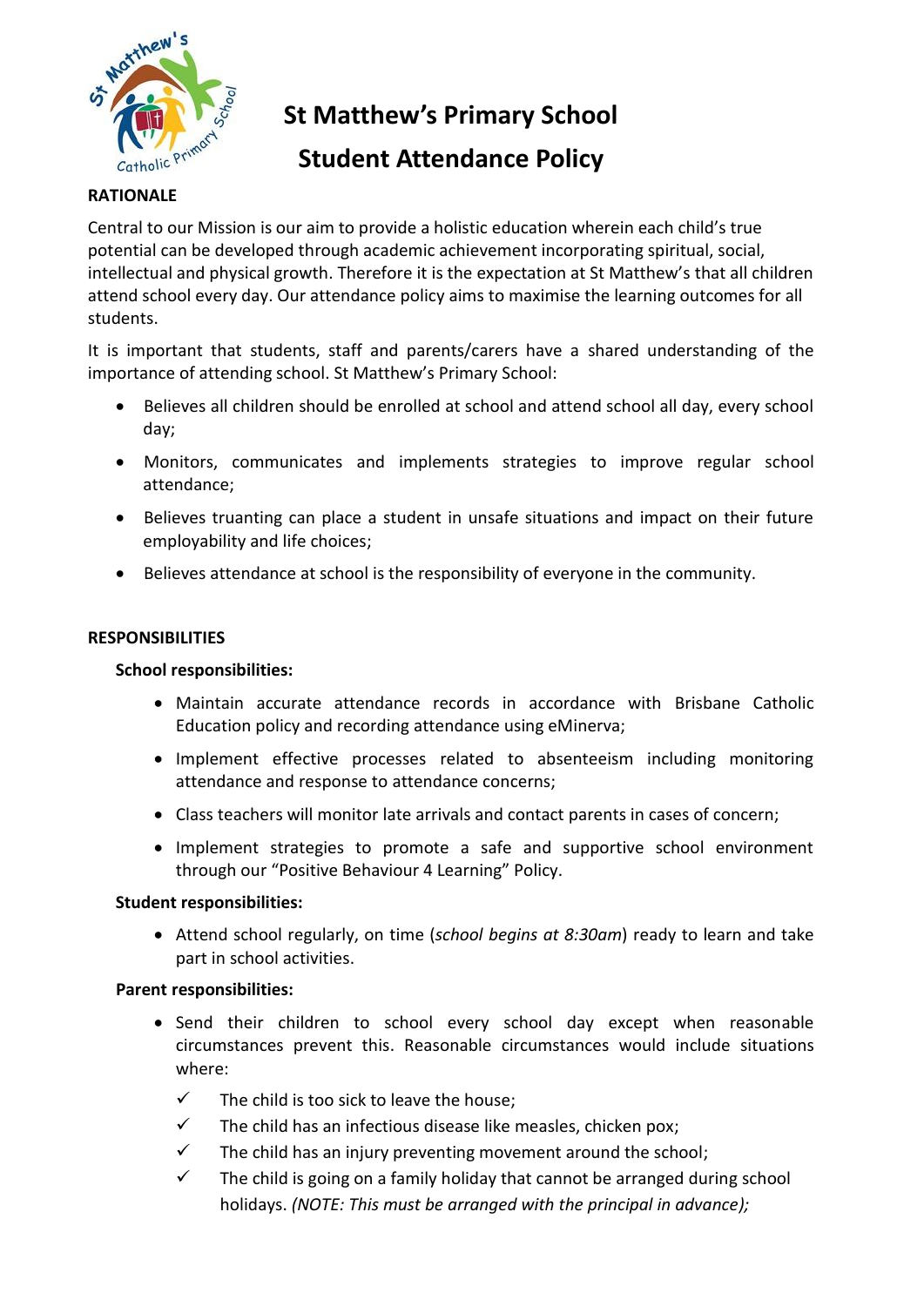# St Matthew's Primary School

# Student Attendance Policy

## RATIONALE

Central to our Mission is our aim to provide a holistic education wherein each child's true potential can be developed through academic achievement incorporating spiritual, social, intellectual and physical growth. Therefore it is the expectation at St Matthew's that all children attend school every day. Our attendance policy aims to maximise the learning outcomes for all students.

It is important that students, staff and parents/carers have a shared understanding of the importance of attending school. St Matthew's Primary School:

- Believes all children should be enrolled at school and attend school all day, every school day;
- Monitors, communicates and implements strategies to improve regular school attendance;
- Believes truanting can place a student in unsafe situations and impact on their future employability and life choices;
- Believes attendance at school is the responsibility of everyone in the community.

## RESPONSIBILITIES

### School responsibilities:

- Maintain accurate attendance records in accordance with Brisbane Catholic Education policy and recording attendance using eMinerva;
- Implement effective processes related to absenteeism including monitoring attendance and response to attendance concerns;
- Class teachers will monitor late arrivals and contact parents in cases of concern;
- Implement strategies to promote a safe and supportive school environment through our "Positive Behaviour 4 Learning" Policy.

### Student responsibilities:

- Attend school regularly, on time (*school begins at 8:30am*) ready to learn and take part in school activities.

### Parent responsibilities:

- Send their children to school every school day except when reasonable circumstances prevent this. Reasonable circumstances would include situations where:
  - ✓ The child is too sick to leave the house;
  - ✓ The child has an infectious disease like measles, chicken pox;
  - ✓ The child has an injury preventing movement around the school;
  - ✓ The child is going on a family holiday that cannot be arranged during school holidays. *(NOTE: This must be arranged with the principal in advance);*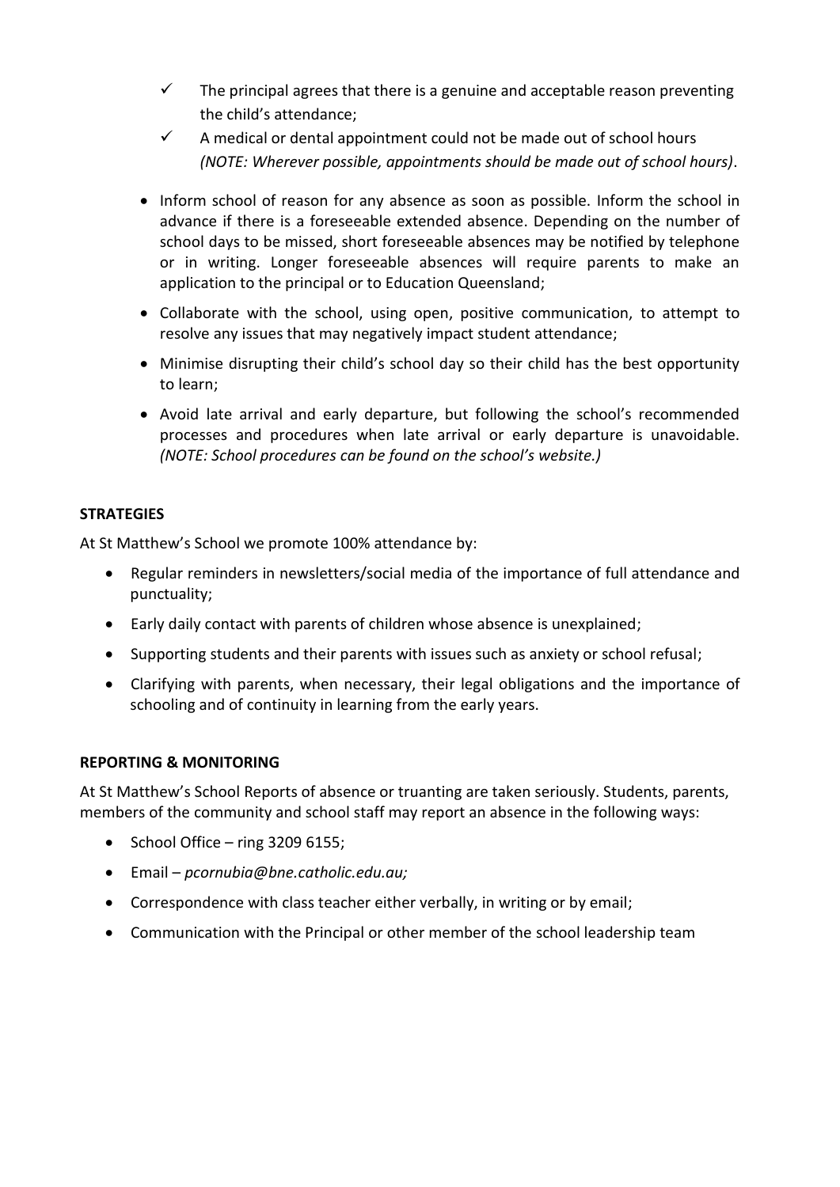- ✓ The principal agrees that there is a genuine and acceptable reason preventing the child's attendance;
- ✓ A medical or dental appointment could not be made out of school hours *(NOTE: Wherever possible, appointments should be made out of school hours)*.

- Inform school of reason for any absence as soon as possible. Inform the school in advance if there is a foreseeable extended absence. Depending on the number of school days to be missed, short foreseeable absences may be notified by telephone or in writing. Longer foreseeable absences will require parents to make an application to the principal or to Education Queensland;
- Collaborate with the school, using open, positive communication, to attempt to resolve any issues that may negatively impact student attendance;
- Minimise disrupting their child's school day so their child has the best opportunity to learn;
- Avoid late arrival and early departure, but following the school's recommended processes and procedures when late arrival or early departure is unavoidable. *(NOTE: School procedures can be found on the school's website.)*

**STRATEGIES**

At St Matthew's School we promote 100% attendance by:

- Regular reminders in newsletters/social media of the importance of full attendance and punctuality;
- Early daily contact with parents of children whose absence is unexplained;
- Supporting students and their parents with issues such as anxiety or school refusal;
- Clarifying with parents, when necessary, their legal obligations and the importance of schooling and of continuity in learning from the early years.

**REPORTING & MONITORING**

At St Matthew's School Reports of absence or truanting are taken seriously. Students, parents, members of the community and school staff may report an absence in the following ways:

- School Office – ring 3209 6155;
- Email – *pcornubia@bne.catholic.edu.au;*
- Correspondence with class teacher either verbally, in writing or by email;
- Communication with the Principal or other member of the school leadership team